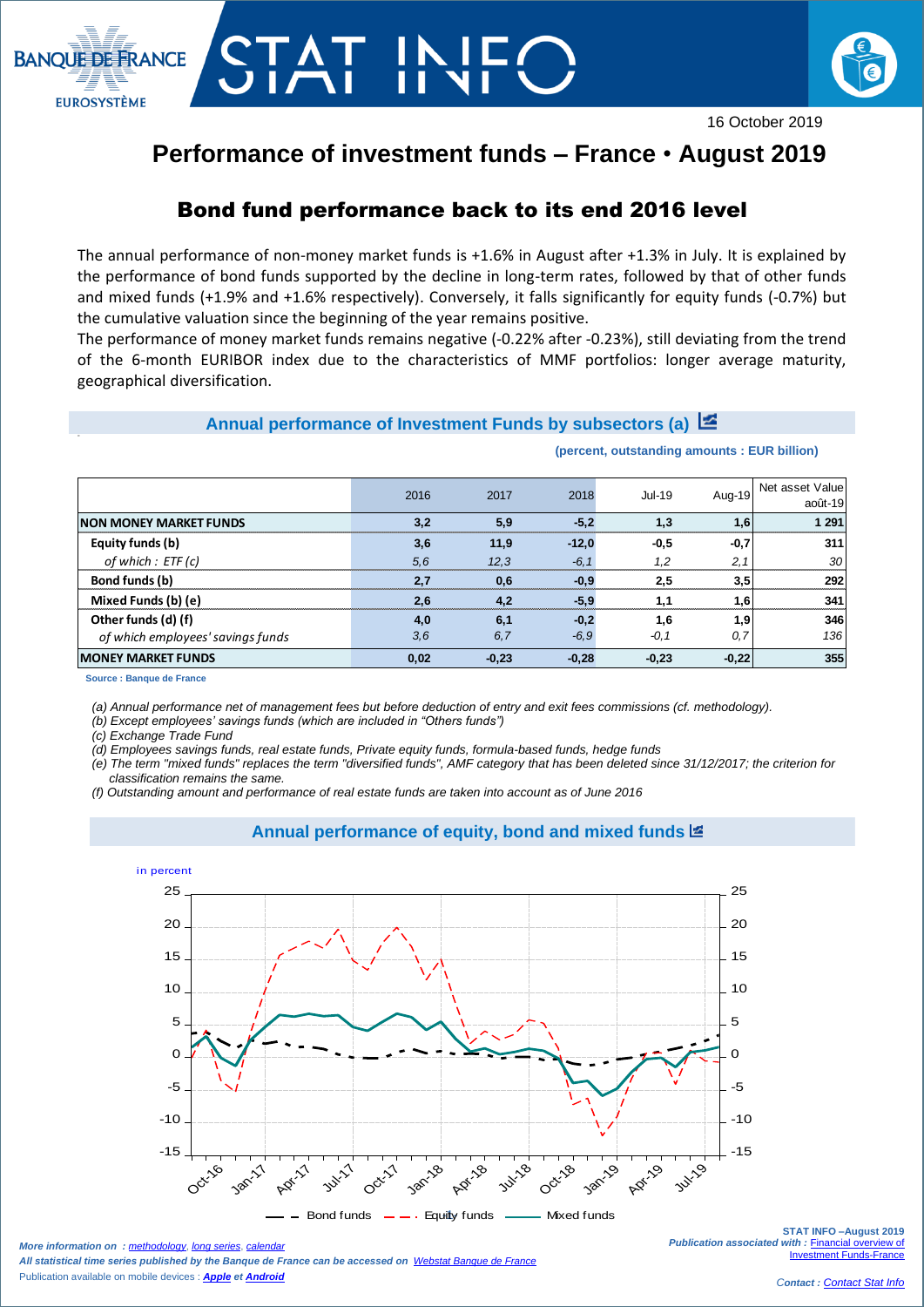16 October 2019

# Performance of investment funds – France • August 2019

## Bond fund performance back to its end 2016 level

The annual performance of non-money market funds is +1.6% in August after +1.3% in July. It is explained by the performance of bond funds supported by the decline in long-term rates, followed by that of other funds and mixed funds (+1.9% and +1.6% respectively). Conversely, it falls significantly for equity funds (-0.7%) but the cumulative valuation since the beginning of the year remains positive.

The performance of money market funds remains negative (-0.22% after -0.23%), still deviating from the trend of the 6-month EURIBOR index due to the characteristics of MMF portfolios: longer average maturity, geographical diversification.

### Annual performance of Investment Funds by subsectors (a)

**(percent, outstanding amounts : EUR billion)**

| | 2016 | 2017 | 2018 | Jul-19 | Aug-19 | Net asset Value août-19 |
|---|---|---|---|---|---|---|
| **NON MONEY MARKET FUNDS** | **3,2** | **5,9** | **-5,2** | **1,3** | **1,6** | **1 291** |
| **Equity funds (b)** | **3,6** | **11,9** | **-12,0** | **-0,5** | **-0,7** | **311** |
| *of which : ETF (c)* | *5,6* | *12,3* | *-6,1* | *1,2* | *2,1* | *30* |
| **Bond funds (b)** | **2,7** | **0,6** | **-0,9** | **2,5** | **3,5** | **292** |
| **Mixed Funds (b) (e)** | **2,6** | **4,2** | **-5,9** | **1,1** | **1,6** | **341** |
| **Other funds (d) (f)** | **4,0** | **6,1** | **-0,2** | **1,6** | **1,9** | **346** |
| *of which employees' savings funds* | *3,6* | *6,7* | *-6,9* | *-0,1* | *0,7* | *136* |
| **MONEY MARKET FUNDS** | **0,02** | **-0,23** | **-0,28** | **-0,23** | **-0,22** | **355** |

**Source : Banque de France**

*(a) Annual performance net of management fees but before deduction of entry and exit fees commissions (cf. methodology).*
*(b) Except employees' savings funds (which are included in "Others funds")*
*(c) Exchange Trade Fund*
*(d) Employees savings funds, real estate funds, Private equity funds, formula-based funds, hedge funds*
*(e) The term "mixed funds" replaces the term "diversified funds", AMF category that has been deleted since 31/12/2017; the criterion for classification remains the same.*
*(f) Outstanding amount and performance of real estate funds are taken into account as of June 2016*

### Annual performance of equity, bond and mixed funds

in percent

Bond funds — Equity funds — Mixed funds

*More information on : methodology, long series, calendar*
*All statistical time series published by the Banque de France can be accessed on Webstat Banque de France*
Publication available on mobile devices : ***Apple*** *et* ***Android***

**STAT INFO –August 2019**
*Publication associated with :* Financial overview of Investment Funds-France

*Contact :* Contact Stat Info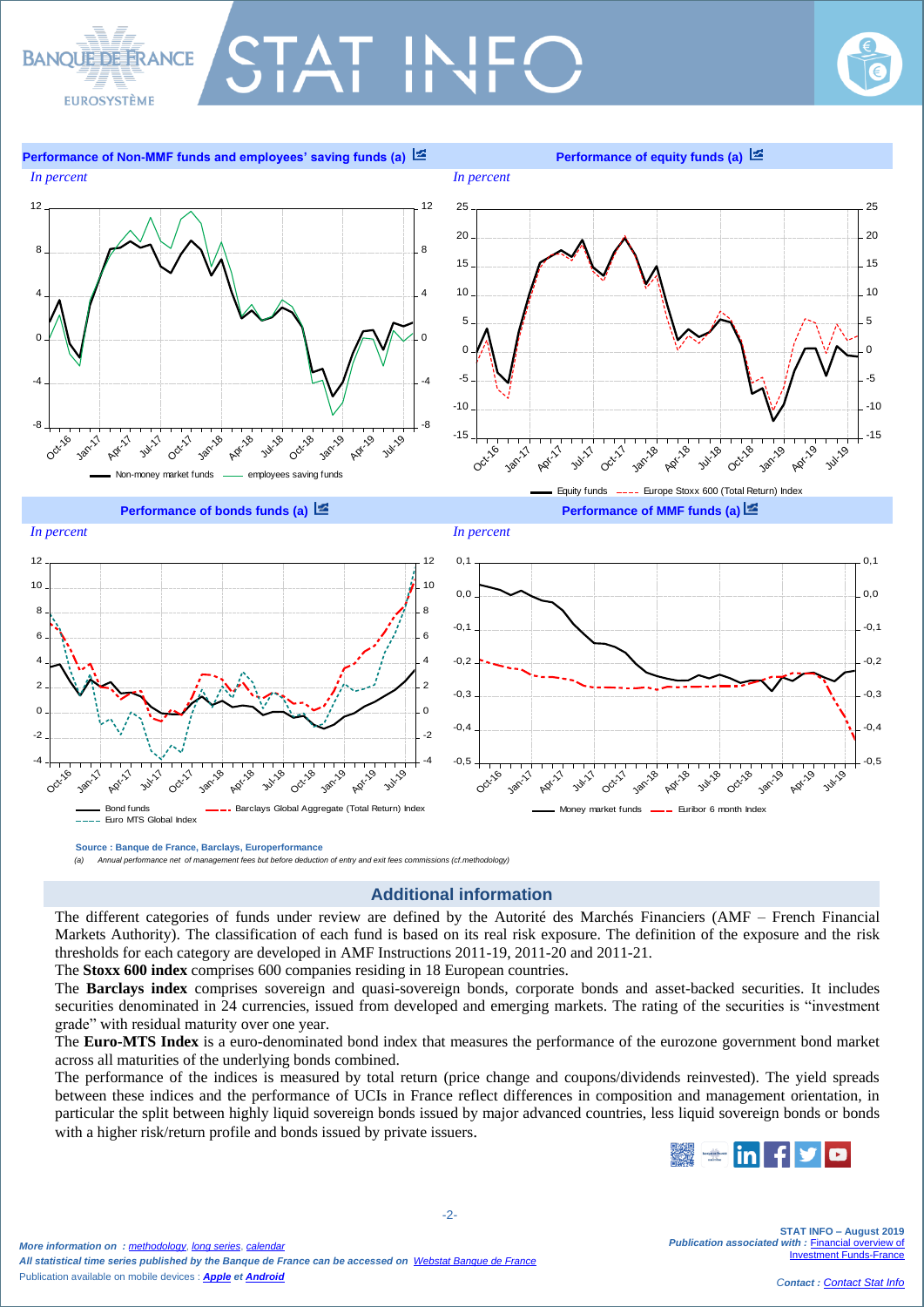### Performance of Non-MMF funds and employees' saving funds (a)

*In percent*

12
8
4
0
-4
-8

Oct-16 Jan-17 Apr-17 Jul-17 Oct-17 Jan-18 Apr-18 Jul-18 Oct-18 Jan-19 Apr-19 Jul-19

Non-money market funds — employees saving funds

### Performance of equity funds (a)

*In percent*

25
20
15
10
5
0
-5
-10
-15

Oct-16 Jan-17 Apr-17 Jul-17 Oct-17 Jan-18 Apr-18 Jul-18 Oct-18 Jan-19 Apr-19 Jul-19

Equity funds — Europe Stoxx 600 (Total Return) Index

### Performance of bonds funds (a)

*In percent*

12
10
8
6
4
2
0
-2
-4

Oct-16 Jan-17 Apr-17 Jul-17 Oct-17 Jan-18 Apr-18 Jul-18 Oct-18 Jan-19 Apr-19 Jul-19

Bond funds — Barclays Global Aggregate (Total Return) Index — Euro MTS Global Index

### Performance of MMF funds (a)

*In percent*

0,1
0,0
-0,1
-0,2
-0,3
-0,4
-0,5

Oct-16 Jan-17 Apr-17 Jul-17 Oct-17 Jan-18 Apr-18 Jul-18 Oct-18 Jan-19 Apr-19 Jul-19

Money market funds — Euribor 6 month Index

**Source : Banque de France, Barclays, Europerformance**

*(a) Annual performance net of management fees but before deduction of entry and exit fees commissions (cf.methodology)*

## Additional information

The different categories of funds under review are defined by the Autorité des Marchés Financiers (AMF – French Financial Markets Authority). The classification of each fund is based on its real risk exposure. The definition of the exposure and the risk thresholds for each category are developed in AMF Instructions 2011-19, 2011-20 and 2011-21.

The **Stoxx 600 index** comprises 600 companies residing in 18 European countries.

The **Barclays index** comprises sovereign and quasi-sovereign bonds, corporate bonds and asset-backed securities. It includes securities denominated in 24 currencies, issued from developed and emerging markets. The rating of the securities is "investment grade" with residual maturity over one year.

The **Euro-MTS Index** is a euro-denominated bond index that measures the performance of the eurozone government bond market across all maturities of the underlying bonds combined.

The performance of the indices is measured by total return (price change and coupons/dividends reinvested). The yield spreads between these indices and the performance of UCIs in France reflect differences in composition and management orientation, in particular the split between highly liquid sovereign bonds issued by major advanced countries, less liquid sovereign bonds or bonds with a higher risk/return profile and bonds issued by private issuers.

***More information on :*** *methodology, long series, calendar*

***All statistical time series published by the Banque de France can be accessed on*** *Webstat Banque de France*

Publication available on mobile devices : ***Apple*** *et* ***Android***

**STAT INFO – August 2019**

***Publication associated with :*** Financial overview of Investment Funds-France

*Contact :* *Contact Stat Info*